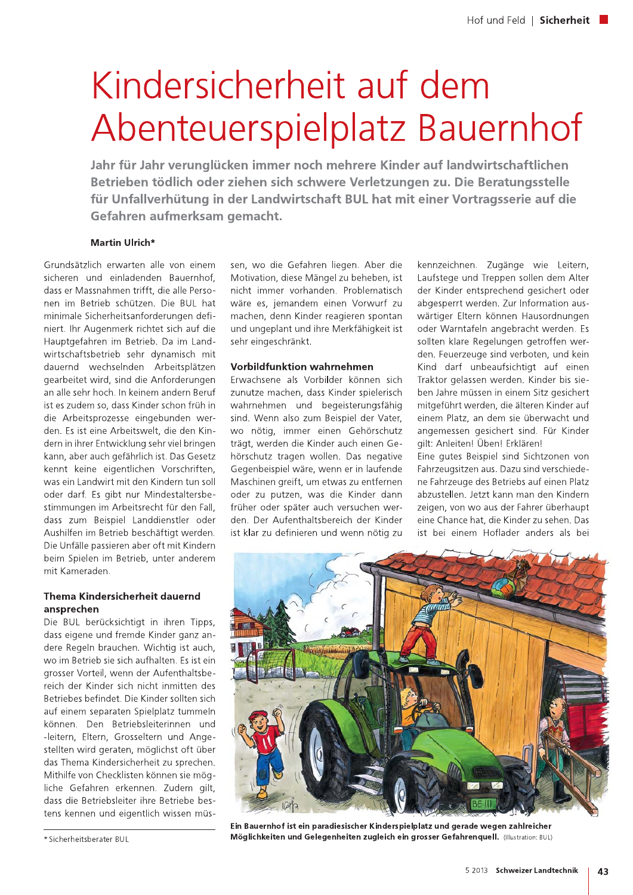# Kindersicherheit auf dem Abenteuerspielplatz Bauernhof

**Jahr für Jahr verunglücken immer noch mehrere Kinder auf landwirtschaftlichen Betrieben tödlich oder ziehen sich schwere Verletzungen zu. Die Beratungsstelle für Unfallverhütung in der Landwirtschaft BUL hat mit einer Vortragsserie auf die Gefahren aufmerksam gemacht.**

**Martin Ulrich***

Grundsätzlich erwarten alle von einem sicheren und einladenden Bauernhof, dass er Massnahmen trifft, die alle Personen im Betrieb schützen. Die BUL hat minimale Sicherheitsanforderungen definiert. Ihr Augenmerk richtet sich auf die Hauptgefahren im Betrieb. Da im Landwirtschaftsbetrieb sehr dynamisch mit dauernd wechselnden Arbeitsplätzen gearbeitet wird, sind die Anforderungen an alle sehr hoch. In keinem andern Beruf ist es zudem so, dass Kinder schon früh in die Arbeitsprozesse eingebunden werden. Es ist eine Arbeitswelt, die den Kindern in ihrer Entwicklung sehr viel bringen kann, aber auch gefährlich ist. Das Gesetz kennt keine eigentlichen Vorschriften, was ein Landwirt mit den Kindern tun soll oder darf. Es gibt nur Mindestaltersbestimmungen im Arbeitsrecht für den Fall, dass zum Beispiel Landdienstler oder Aushilfen im Betrieb beschäftigt werden. Die Unfälle passieren aber oft mit Kindern beim Spielen im Betrieb, unter anderem mit Kameraden.

## Thema Kindersicherheit dauernd ansprechen

Die BUL berücksichtigt in ihren Tipps, dass eigene und fremde Kinder ganz andere Regeln brauchen. Wichtig ist auch, wo im Betrieb sie sich aufhalten. Es ist ein grosser Vorteil, wenn der Aufenthaltsbereich der Kinder sich nicht inmitten des Betriebes befindet. Die Kinder sollten sich auf einem separaten Spielplatz tummeln können. Den Betriebsleiterinnen und -leitern, Eltern, Grosseltern und Angestellten wird geraten, möglichst oft über das Thema Kindersicherheit zu sprechen. Mithilfe von Checklisten können sie mögliche Gefahren erkennen. Zudem gilt, dass die Betriebsleiter ihre Betriebe bestens kennen und eigentlich wissen müssen, wo die Gefahren liegen. Aber die Motivation, diese Mängel zu beheben, ist nicht immer vorhanden. Problematisch wäre es, jemandem einen Vorwurf zu machen, denn Kinder reagieren spontan und ungeplant und ihre Merkfähigkeit ist sehr eingeschränkt.

## Vorbildfunktion wahrnehmen

Erwachsene als Vorbilder können sich zunutze machen, dass Kinder spielerisch wahrnehmen und begeisterungsfähig sind. Wenn also zum Beispiel der Vater, wo nötig, immer einen Gehörschutz trägt, werden die Kinder auch einen Gehörschutz tragen wollen. Das negative Gegenbeispiel wäre, wenn er in laufende Maschinen greift, um etwas zu entfernen oder zu putzen, was die Kinder dann früher oder später auch versuchen werden. Der Aufenthaltsbereich der Kinder ist klar zu definieren und wenn nötig zu kennzeichnen. Zugänge wie Leitern, Laufstege und Treppen sollen dem Alter der Kinder entsprechend gesichert oder abgesperrt werden. Zur Information auswärtiger Eltern können Hausordnungen oder Warntafeln angebracht werden. Es sollten klare Regelungen getroffen werden. Feuerzeuge sind verboten, und kein Kind darf unbeaufsichtigt auf einen Traktor gelassen werden. Kinder bis sieben Jahre müssen in einem Sitz gesichert mitgeführt werden, die älteren Kinder auf einem Platz, an dem sie überwacht und angemessen gesichert sind. Für Kinder gilt: Anleiten! Üben! Erklären!

Eine gutes Beispiel sind Sichtzonen von Fahrzeugsitzen aus. Dazu sind verschiedene Fahrzeuge des Betriebs auf einen Platz abzustellen. Jetzt kann man den Kindern zeigen, von wo aus der Fahrer überhaupt eine Chance hat, die Kinder zu sehen. Das ist bei einem Hoflader anders als bei

**Ein Bauernhof ist ein paradiesischer Kinderspielplatz und gerade wegen zahlreicher Möglichkeiten und Gelegenheiten zugleich ein grosser Gefahrenquell.** (Illustration: BUL)

\* Sicherheitsberater BUL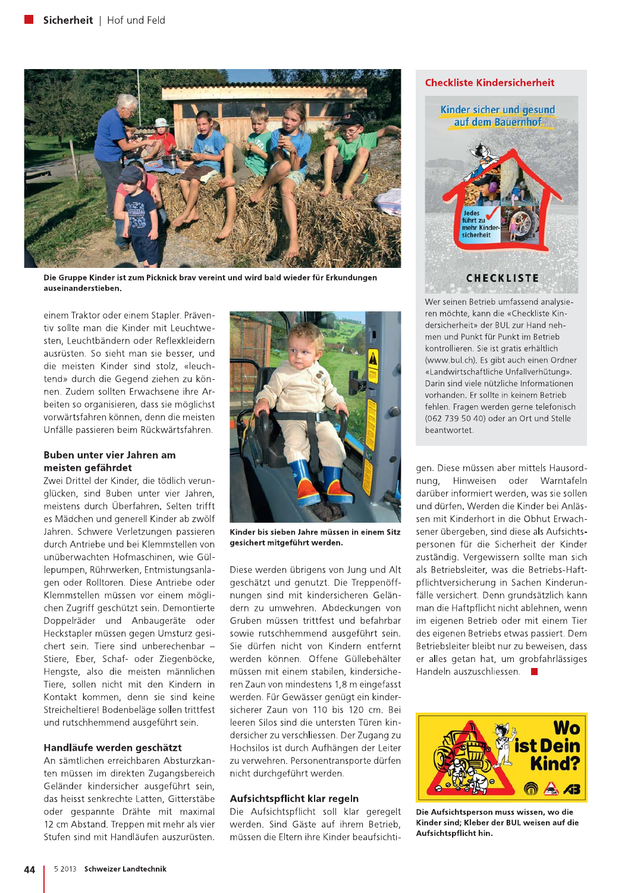Die Gruppe Kinder ist zum Picknick brav vereint und wird bald wieder für Erkundungen auseinanderstieben.

einem Traktor oder einem Stapler. Präventiv sollte man die Kinder mit Leuchtwesten, Leuchtbändern oder Reflexkleidern ausrüsten. So sieht man sie besser, und die meisten Kinder sind stolz, «leuchtend» durch die Gegend ziehen zu können. Zudem sollten Erwachsene ihre Arbeiten so organisieren, dass sie möglichst vorwärtsfahren können, denn die meisten Unfälle passieren beim Rückwärtsfahren.

### Buben unter vier Jahren am meisten gefährdet

Zwei Drittel der Kinder, die tödlich verunglücken, sind Buben unter vier Jahren, meistens durch Überfahren. Selten trifft es Mädchen und generell Kinder ab zwölf Jahren. Schwere Verletzungen passieren durch Antriebe und bei Klemmstellen von unüberwachten Hofmaschinen, wie Güllepumpen, Rührwerken, Entmistungsanlagen oder Rolltoren. Diese Antriebe oder Klemmstellen müssen vor einem möglichen Zugriff geschützt sein. Demontierte Doppelräder und Anbaugeräte oder Heckstapler müssen gegen Umsturz gesichert sein. Tiere sind unberechenbar – Stiere, Eber, Schaf- oder Ziegenböcke, Hengste, also die meisten männlichen Tiere, sollen nicht mit den Kindern in Kontakt kommen, denn sie sind keine Streicheltiere! Bodenbeläge sollen trittfest und rutschhemmend ausgeführt sein.

### Handläufe werden geschätzt

An sämtlichen erreichbaren Absturzkanten müssen im direkten Zugangsbereich Geländer kindersicher ausgeführt sein, das heisst senkrechte Latten, Gitterstäbe oder gespannte Drähte mit maximal 12 cm Abstand. Treppen mit mehr als vier Stufen sind mit Handläufen auszurüsten.

Kinder bis sieben Jahre müssen in einem Sitz gesichert mitgeführt werden.

Diese werden übrigens von Jung und Alt geschätzt und genutzt. Die Treppenöffnungen sind mit kindersicheren Geländern zu umwehren. Abdeckungen von Gruben müssen trittfest und befahrbar sowie rutschhemmend ausgeführt sein. Sie dürfen nicht von Kindern entfernt werden können. Offene Güllebehälter müssen mit einem stabilen, kindersicheren Zaun von mindestens 1,8 m eingefasst werden. Für Gewässer genügt ein kindersicherer Zaun von 110 bis 120 cm. Bei leeren Silos sind die untersten Türen kindersicher zu verschliessen. Der Zugang zu Hochsilos ist durch Aufhängen der Leiter zu verwehren. Personentransporte dürfen nicht durchgeführt werden.

### Aufsichtspflicht klar regeln

Die Aufsichtspflicht soll klar geregelt werden. Sind Gäste auf ihrem Betrieb, müssen die Eltern ihre Kinder beaufsichtigen. Diese müssen aber mittels Hausordnung, Hinweisen oder Warntafeln darüber informiert werden, was sie sollen und dürfen. Werden die Kinder bei Anlässen mit Kinderhort in die Obhut Erwachsener übergeben, sind diese als Aufsichtspersonen für die Sicherheit der Kinder zuständig. Vergewissern sollte man sich als Betriebsleiter, was die Betriebs-Haftpflichtversicherung in Sachen Kinderunfälle versichert. Denn grundsätzlich kann man die Haftpflicht nicht ablehnen, wenn im eigenen Betrieb oder mit einem Tier des eigenen Betriebs etwas passiert. Dem Betriebsleiter bleibt nur zu beweisen, dass er alles getan hat, um grobfahrlässiges Handeln auszuschliessen. ■

### Checkliste Kindersicherheit

Wer seinen Betrieb umfassend analysieren möchte, kann die «Checkliste Kindersicherheit» der BUL zur Hand nehmen und Punkt für Punkt im Betrieb kontrollieren. Sie ist gratis erhältlich (www.bul.ch). Es gibt auch einen Ordner «Landwirtschaftliche Unfallverhütung». Darin sind viele nützliche Informationen vorhanden. Er sollte in keinem Betrieb fehlen. Fragen werden gerne telefonisch (062 739 50 40) oder an Ort und Stelle beantwortet.

Die Aufsichtsperson muss wissen, wo die Kinder sind; Kleber der BUL weisen auf die Aufsichtspflicht hin.